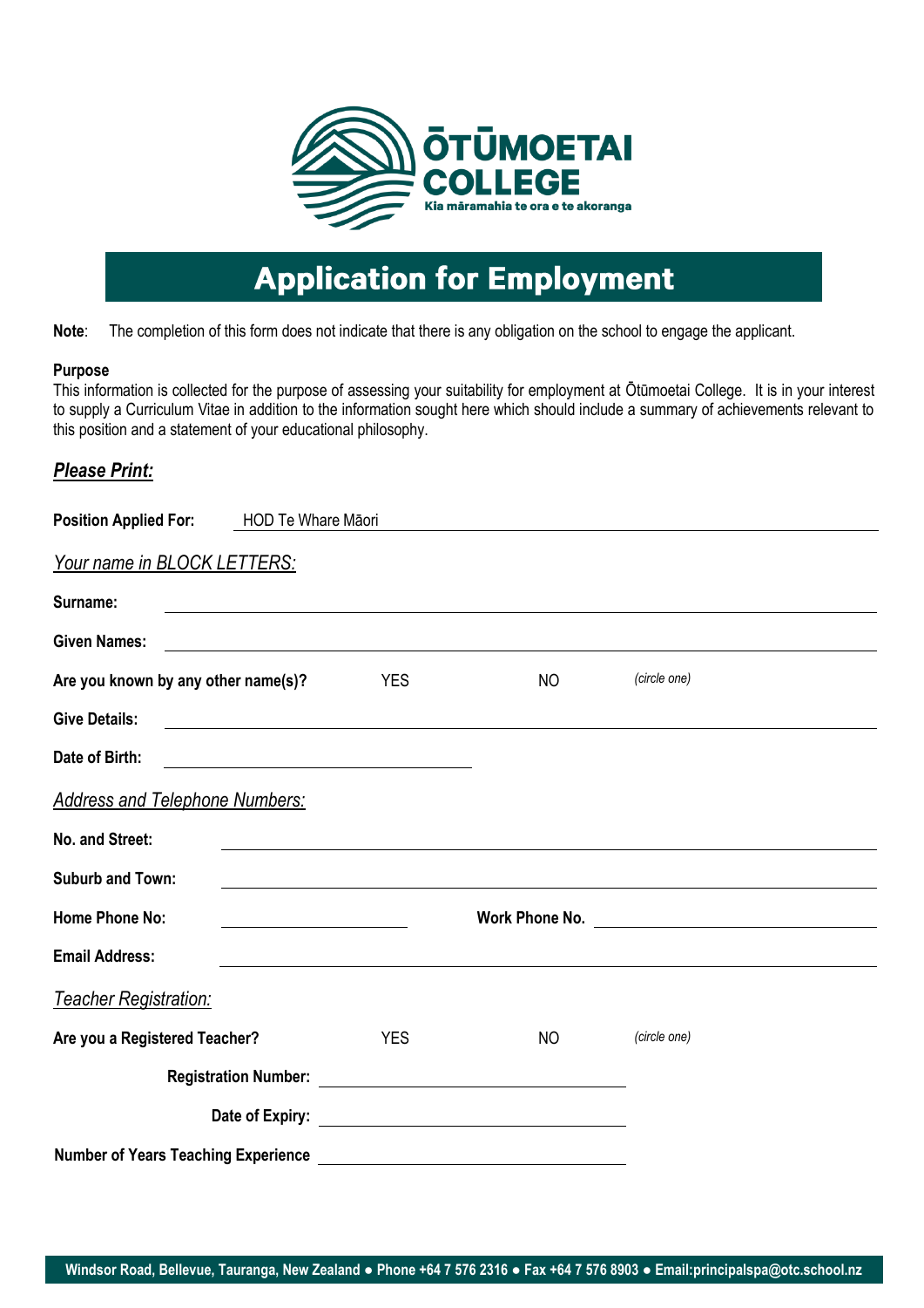**ŌTŪMOETAI COLLEGE**

Kia māramahia te ora e te akoranga

# Application for Employment

**Note**: The completion of this form does not indicate that there is any obligation on the school to engage the applicant.

**Purpose**

This information is collected for the purpose of assessing your suitability for employment at Ōtūmoetai College. It is in your interest to supply a Curriculum Vitae in addition to the information sought here which should include a summary of achievements relevant to this position and a statement of your educational philosophy.

***Please Print:***

**Position Applied For:** HOD Te Whare Māori

*Your name in BLOCK LETTERS:*

**Surname:** ______________________________

**Given Names:** ______________________________

**Are you known by any other name(s)?** YES NO *(circle one)*

**Give Details:** ______________________________

**Date of Birth:** ______________________________

*Address and Telephone Numbers:*

**No. and Street:** ______________________________

**Suburb and Town:** ______________________________

**Home Phone No:** ______________ **Work Phone No.** ______________

**Email Address:** ______________________________

*Teacher Registration:*

**Are you a Registered Teacher?** YES NO *(circle one)*

**Registration Number:** ______________________________

**Date of Expiry:** ______________________________

**Number of Years Teaching Experience** ______________________________

Windsor Road, Bellevue, Tauranga, New Zealand ● Phone +64 7 576 2316 ● Fax +64 7 576 8903 ● Email:principalspa@otc.school.nz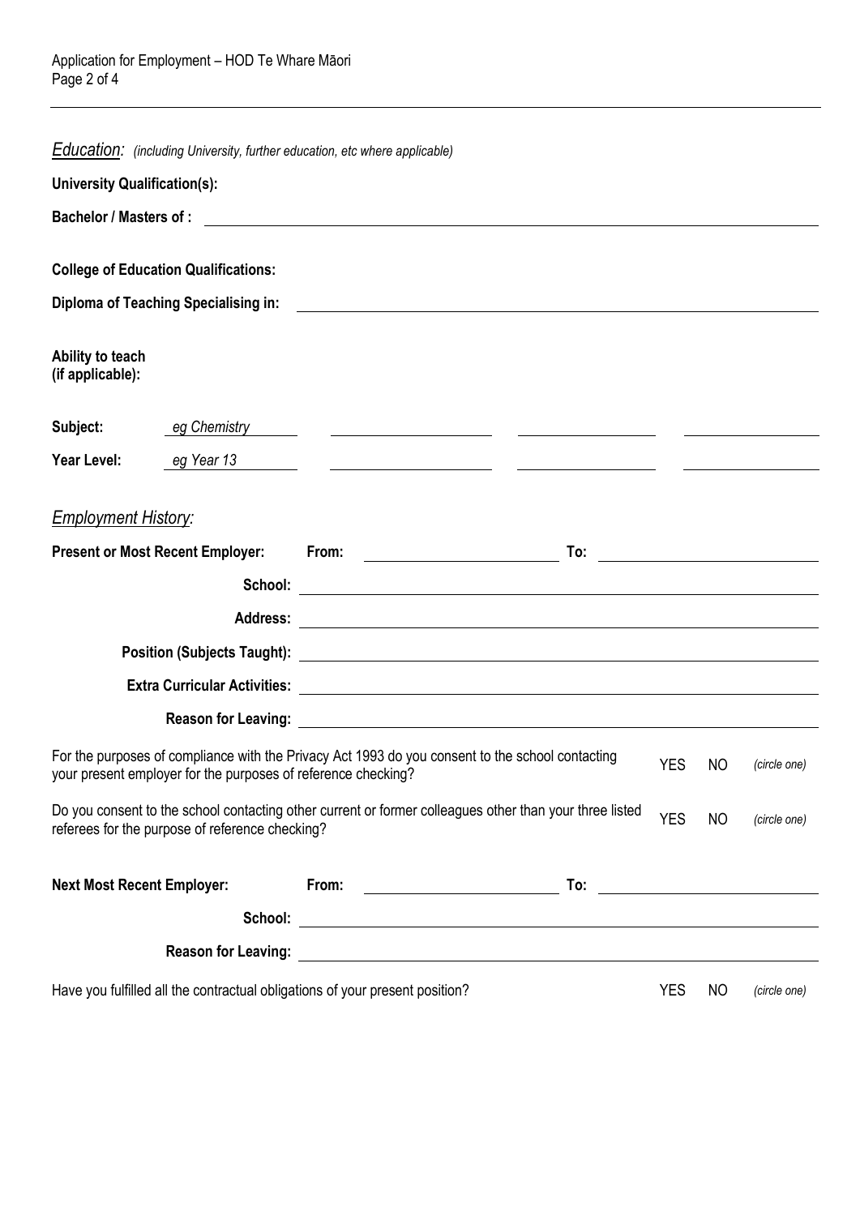*Education:* *(including University, further education, etc where applicable)*

**University Qualification(s):**

**Bachelor / Masters of :** \_\_\_\_\_\_\_\_\_\_\_\_\_\_\_\_\_\_\_\_\_\_\_\_\_\_\_\_\_\_\_\_\_\_\_\_\_\_\_\_

**College of Education Qualifications:**

**Diploma of Teaching Specialising in:** \_\_\_\_\_\_\_\_\_\_\_\_\_\_\_\_\_\_\_\_\_\_\_\_\_\_\_\_\_\_\_\_\_\_\_\_\_\_\_\_

**Ability to teach (if applicable):**

| | | | | |
|---|---|---|---|---|
| **Subject:** | *eg Chemistry* | | | |
| **Year Level:** | *eg Year 13* | | | |

*Employment History:*

**Present or Most Recent Employer:** **From:** \_\_\_\_\_\_\_\_\_\_\_\_\_\_\_\_\_\_\_\_ **To:** \_\_\_\_\_\_\_\_\_\_\_\_\_\_\_\_\_\_\_\_

**School:** \_\_\_\_\_\_\_\_\_\_\_\_\_\_\_\_\_\_\_\_\_\_\_\_\_\_\_\_\_\_\_\_\_\_\_\_\_\_\_\_

**Address:** \_\_\_\_\_\_\_\_\_\_\_\_\_\_\_\_\_\_\_\_\_\_\_\_\_\_\_\_\_\_\_\_\_\_\_\_\_\_\_\_

**Position (Subjects Taught):** \_\_\_\_\_\_\_\_\_\_\_\_\_\_\_\_\_\_\_\_\_\_\_\_\_\_\_\_\_\_\_\_\_\_\_\_\_\_\_\_

**Extra Curricular Activities:** \_\_\_\_\_\_\_\_\_\_\_\_\_\_\_\_\_\_\_\_\_\_\_\_\_\_\_\_\_\_\_\_\_\_\_\_\_\_\_\_

**Reason for Leaving:** \_\_\_\_\_\_\_\_\_\_\_\_\_\_\_\_\_\_\_\_\_\_\_\_\_\_\_\_\_\_\_\_\_\_\_\_\_\_\_\_

For the purposes of compliance with the Privacy Act 1993 do you consent to the school contacting your present employer for the purposes of reference checking? YES NO *(circle one)*

Do you consent to the school contacting other current or former colleagues other than your three listed referees for the purpose of reference checking? YES NO *(circle one)*

**Next Most Recent Employer:** **From:** \_\_\_\_\_\_\_\_\_\_\_\_\_\_\_\_\_\_\_\_ **To:** \_\_\_\_\_\_\_\_\_\_\_\_\_\_\_\_\_\_\_\_

**School:** \_\_\_\_\_\_\_\_\_\_\_\_\_\_\_\_\_\_\_\_\_\_\_\_\_\_\_\_\_\_\_\_\_\_\_\_\_\_\_\_

**Reason for Leaving:** \_\_\_\_\_\_\_\_\_\_\_\_\_\_\_\_\_\_\_\_\_\_\_\_\_\_\_\_\_\_\_\_\_\_\_\_\_\_\_\_

Have you fulfilled all the contractual obligations of your present position? YES NO *(circle one)*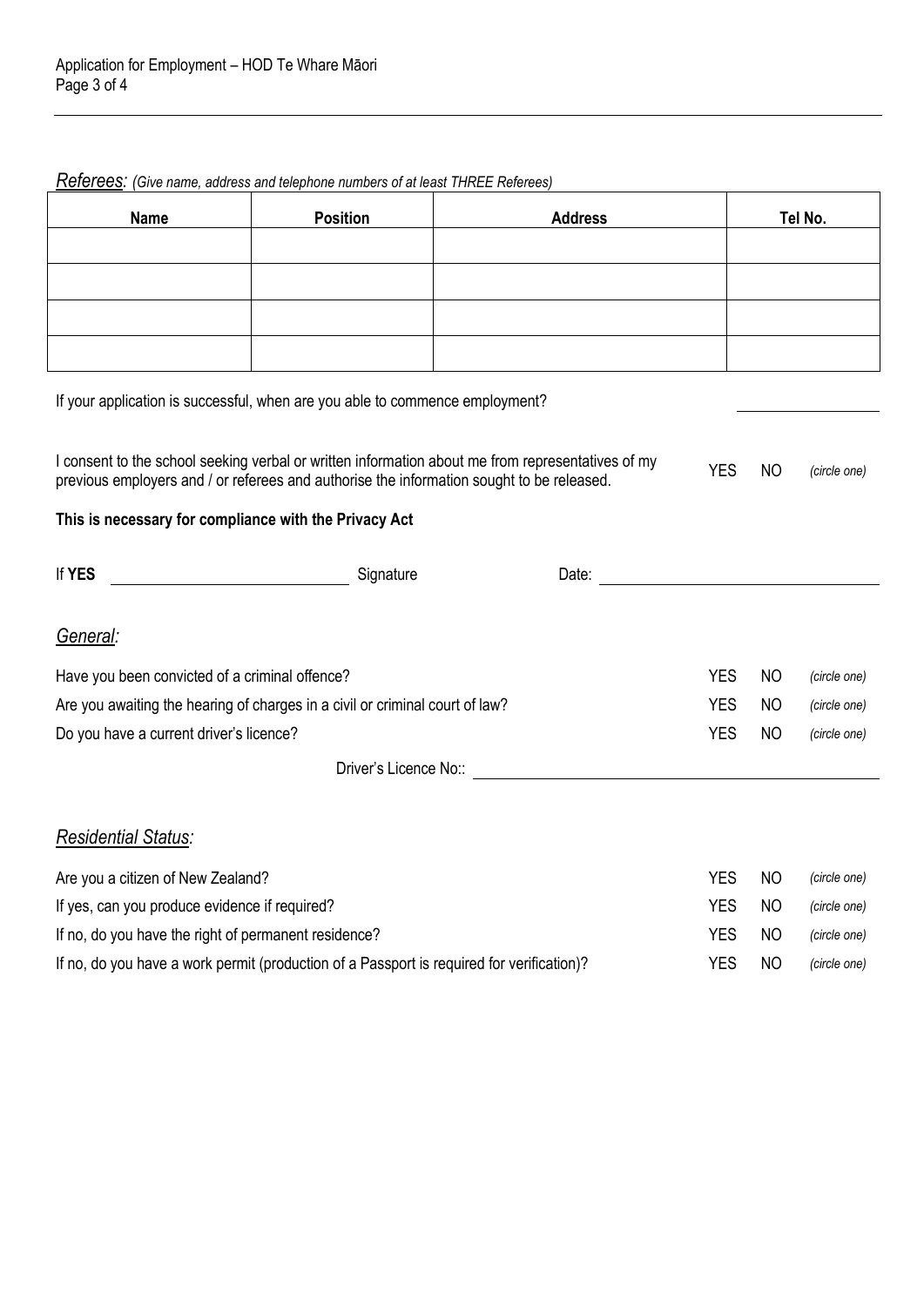*Referees: (Give name, address and telephone numbers of at least THREE Referees)*

| Name | Position | Address | Tel No. |
|---|---|---|---|
| | | | |
| | | | |
| | | | |
| | | | |

If your application is successful, when are you able to commence employment? ____________

I consent to the school seeking verbal or written information about me from representatives of my previous employers and / or referees and authorise the information sought to be released. YES NO *(circle one)*

**This is necessary for compliance with the Privacy Act**

If **YES** ____________________ Signature Date: ____________________

## *General:*

Have you been convicted of a criminal offence? YES NO *(circle one)*

Are you awaiting the hearing of charges in a civil or criminal court of law? YES NO *(circle one)*

Do you have a current driver's licence? YES NO *(circle one)*

Driver's Licence No:: ____________________

## *Residential Status:*

Are you a citizen of New Zealand? YES NO *(circle one)*

If yes, can you produce evidence if required? YES NO *(circle one)*

If no, do you have the right of permanent residence? YES NO *(circle one)*

If no, do you have a work permit (production of a Passport is required for verification)? YES NO *(circle one)*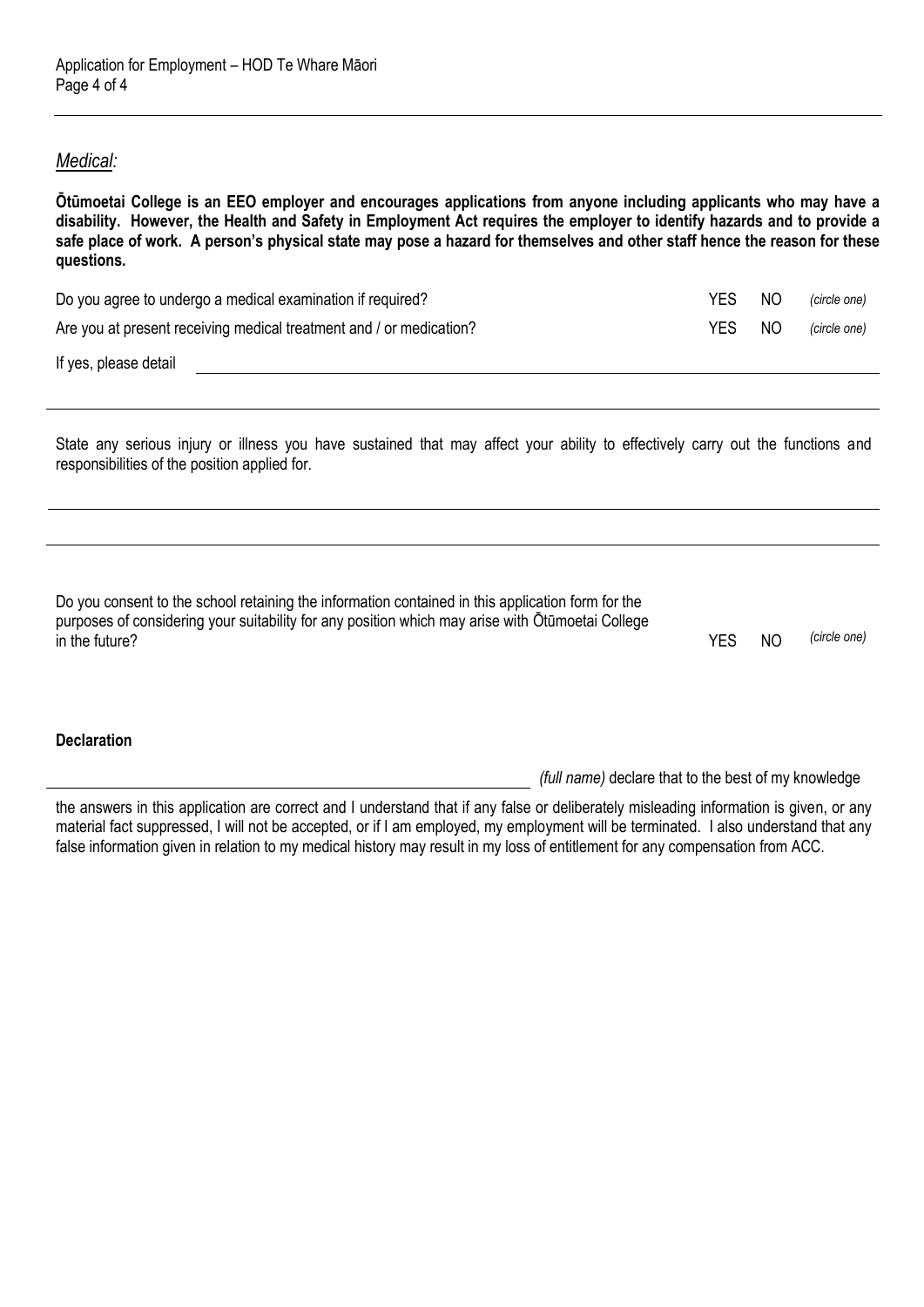## *Medical:*

**Ōtūmoetai College is an EEO employer and encourages applications from anyone including applicants who may have a disability. However, the Health and Safety in Employment Act requires the employer to identify hazards and to provide a safe place of work. A person's physical state may pose a hazard for themselves and other staff hence the reason for these questions.**

Do you agree to undergo a medical examination if required? YES NO *(circle one)*

Are you at present receiving medical treatment and / or medication? YES NO *(circle one)*

If yes, please detail ______________________________

State any serious injury or illness you have sustained that may affect your ability to effectively carry out the functions and responsibilities of the position applied for.

______________________________

______________________________

Do you consent to the school retaining the information contained in this application form for the purposes of considering your suitability for any position which may arise with Ōtūmoetai College in the future? YES NO *(circle one)*

**Declaration**

______________________________ *(full name)* declare that to the best of my knowledge

the answers in this application are correct and I understand that if any false or deliberately misleading information is given, or any material fact suppressed, I will not be accepted, or if I am employed, my employment will be terminated. I also understand that any false information given in relation to my medical history may result in my loss of entitlement for any compensation from ACC.